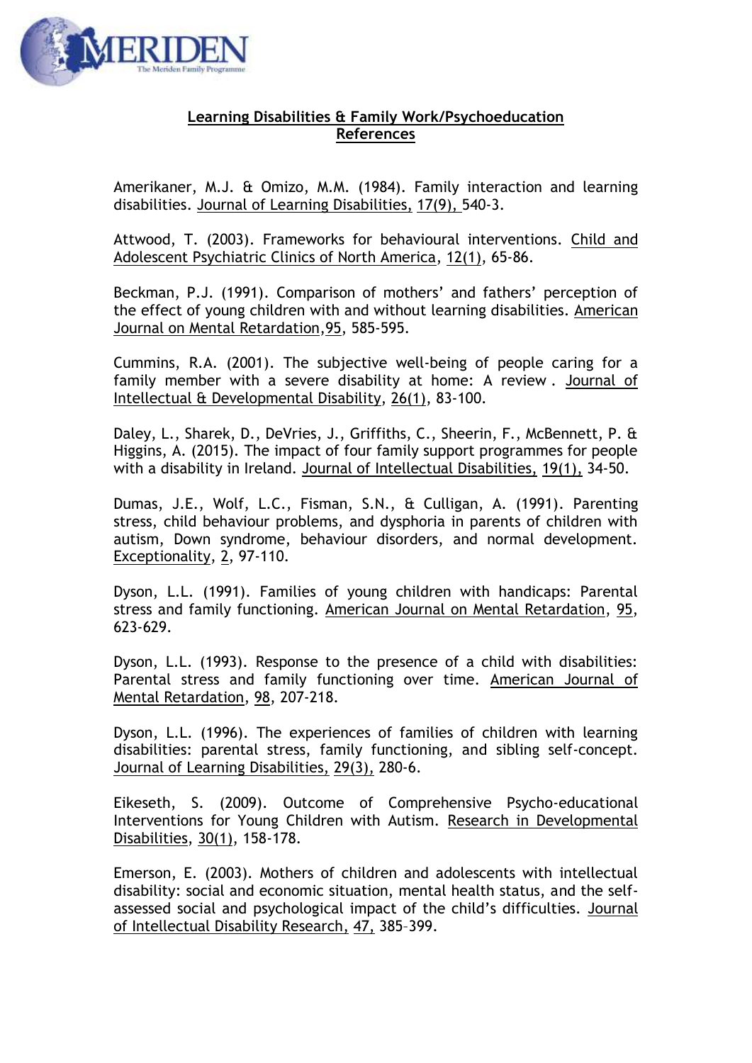## Learning Disabilities & Family Work/Psychoeducation References

Amerikaner, M.J. & Omizo, M.M. (1984). Family interaction and learning disabilities. Journal of Learning Disabilities, 17(9), 540-3.

Attwood, T. (2003). Frameworks for behavioural interventions. Child and Adolescent Psychiatric Clinics of North America, 12(1), 65-86.

Beckman, P.J. (1991). Comparison of mothers' and fathers' perception of the effect of young children with and without learning disabilities. American Journal on Mental Retardation,95, 585-595.

Cummins, R.A. (2001). The subjective well-being of people caring for a family member with a severe disability at home: A review . Journal of Intellectual & Developmental Disability, 26(1), 83-100.

Daley, L., Sharek, D., DeVries, J., Griffiths, C., Sheerin, F., McBennett, P. & Higgins, A. (2015). The impact of four family support programmes for people with a disability in Ireland. Journal of Intellectual Disabilities, 19(1), 34-50.

Dumas, J.E., Wolf, L.C., Fisman, S.N., & Culligan, A. (1991). Parenting stress, child behaviour problems, and dysphoria in parents of children with autism, Down syndrome, behaviour disorders, and normal development. Exceptionality, 2, 97-110.

Dyson, L.L. (1991). Families of young children with handicaps: Parental stress and family functioning. American Journal on Mental Retardation, 95, 623-629.

Dyson, L.L. (1993). Response to the presence of a child with disabilities: Parental stress and family functioning over time. American Journal of Mental Retardation, 98, 207-218.

Dyson, L.L. (1996). The experiences of families of children with learning disabilities: parental stress, family functioning, and sibling self-concept. Journal of Learning Disabilities, 29(3), 280-6.

Eikeseth, S. (2009). Outcome of Comprehensive Psycho-educational Interventions for Young Children with Autism. Research in Developmental Disabilities, 30(1), 158-178.

Emerson, E. (2003). Mothers of children and adolescents with intellectual disability: social and economic situation, mental health status, and the self-assessed social and psychological impact of the child's difficulties. Journal of Intellectual Disability Research, 47, 385–399.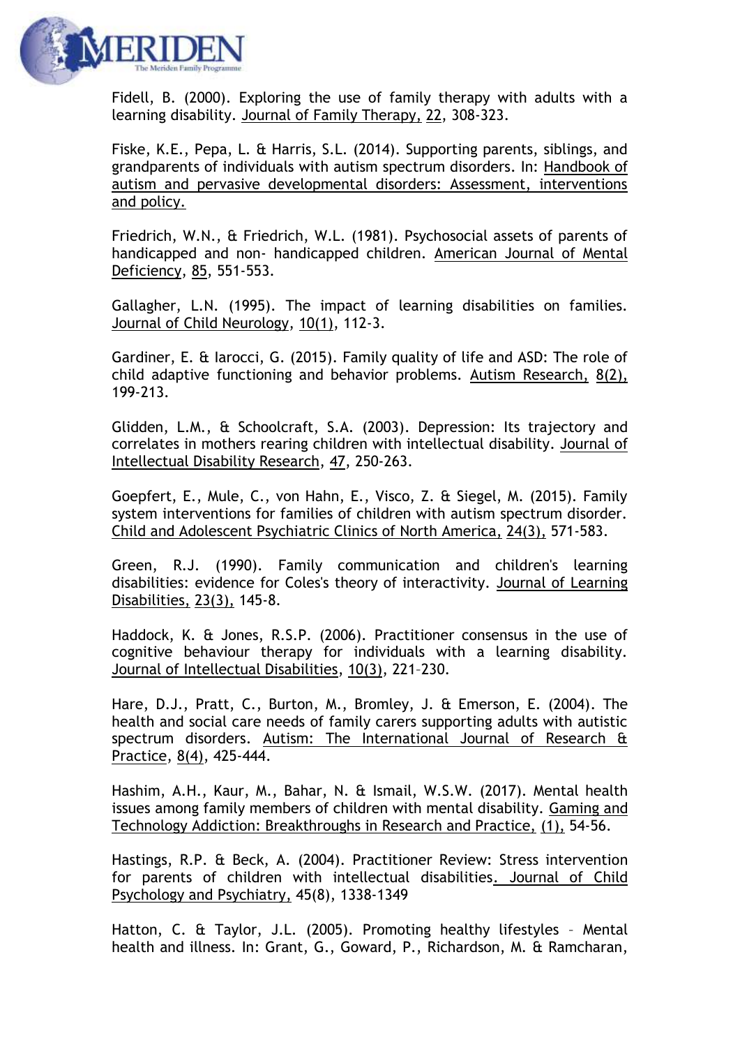Fidell, B. (2000). Exploring the use of family therapy with adults with a learning disability. Journal of Family Therapy, 22, 308-323.

Fiske, K.E., Pepa, L. & Harris, S.L. (2014). Supporting parents, siblings, and grandparents of individuals with autism spectrum disorders. In: Handbook of autism and pervasive developmental disorders: Assessment, interventions and policy.

Friedrich, W.N., & Friedrich, W.L. (1981). Psychosocial assets of parents of handicapped and non- handicapped children. American Journal of Mental Deficiency, 85, 551-553.

Gallagher, L.N. (1995). The impact of learning disabilities on families. Journal of Child Neurology, 10(1), 112-3.

Gardiner, E. & Iarocci, G. (2015). Family quality of life and ASD: The role of child adaptive functioning and behavior problems. Autism Research, 8(2), 199-213.

Glidden, L.M., & Schoolcraft, S.A. (2003). Depression: Its trajectory and correlates in mothers rearing children with intellectual disability. Journal of Intellectual Disability Research, 47, 250-263.

Goepfert, E., Mule, C., von Hahn, E., Visco, Z. & Siegel, M. (2015). Family system interventions for families of children with autism spectrum disorder. Child and Adolescent Psychiatric Clinics of North America, 24(3), 571-583.

Green, R.J. (1990). Family communication and children's learning disabilities: evidence for Coles's theory of interactivity. Journal of Learning Disabilities, 23(3), 145-8.

Haddock, K. & Jones, R.S.P. (2006). Practitioner consensus in the use of cognitive behaviour therapy for individuals with a learning disability. Journal of Intellectual Disabilities, 10(3), 221–230.

Hare, D.J., Pratt, C., Burton, M., Bromley, J. & Emerson, E. (2004). The health and social care needs of family carers supporting adults with autistic spectrum disorders. Autism: The International Journal of Research & Practice, 8(4), 425-444.

Hashim, A.H., Kaur, M., Bahar, N. & Ismail, W.S.W. (2017). Mental health issues among family members of children with mental disability. Gaming and Technology Addiction: Breakthroughs in Research and Practice, (1), 54-56.

Hastings, R.P. & Beck, A. (2004). Practitioner Review: Stress intervention for parents of children with intellectual disabilities. Journal of Child Psychology and Psychiatry, 45(8), 1338-1349

Hatton, C. & Taylor, J.L. (2005). Promoting healthy lifestyles – Mental health and illness. In: Grant, G., Goward, P., Richardson, M. & Ramcharan,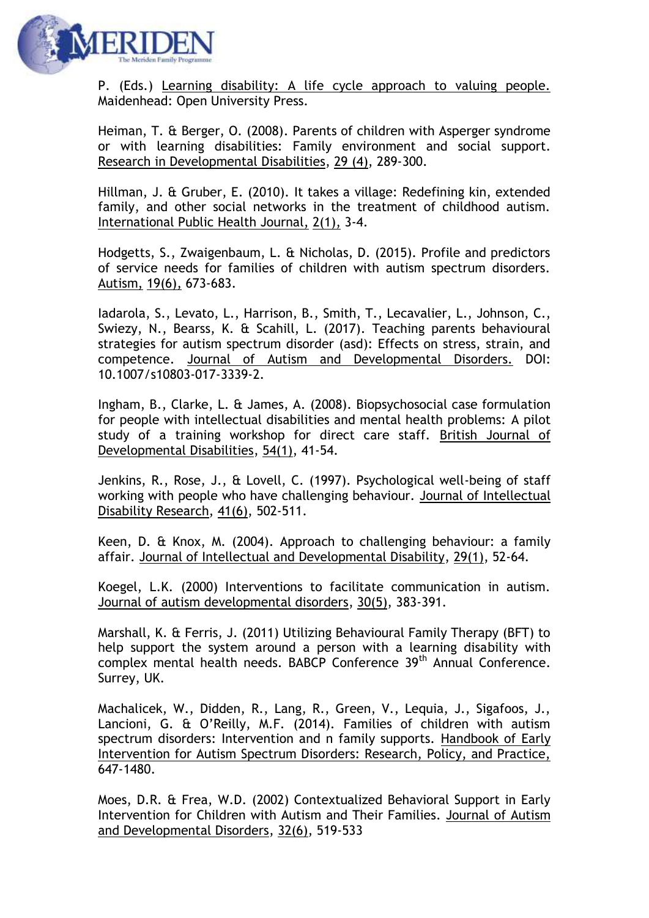P. (Eds.) Learning disability: A life cycle approach to valuing people. Maidenhead: Open University Press.

Heiman, T. & Berger, O. (2008). Parents of children with Asperger syndrome or with learning disabilities: Family environment and social support. Research in Developmental Disabilities, 29 (4), 289-300.

Hillman, J. & Gruber, E. (2010). It takes a village: Redefining kin, extended family, and other social networks in the treatment of childhood autism. International Public Health Journal, 2(1), 3-4.

Hodgetts, S., Zwaigenbaum, L. & Nicholas, D. (2015). Profile and predictors of service needs for families of children with autism spectrum disorders. Autism, 19(6), 673-683.

Iadarola, S., Levato, L., Harrison, B., Smith, T., Lecavalier, L., Johnson, C., Swiezy, N., Bearss, K. & Scahill, L. (2017). Teaching parents behavioural strategies for autism spectrum disorder (asd): Effects on stress, strain, and competence. Journal of Autism and Developmental Disorders. DOI: 10.1007/s10803-017-3339-2.

Ingham, B., Clarke, L. & James, A. (2008). Biopsychosocial case formulation for people with intellectual disabilities and mental health problems: A pilot study of a training workshop for direct care staff. British Journal of Developmental Disabilities, 54(1), 41-54.

Jenkins, R., Rose, J., & Lovell, C. (1997). Psychological well-being of staff working with people who have challenging behaviour. Journal of Intellectual Disability Research, 41(6), 502-511.

Keen, D. & Knox, M. (2004). Approach to challenging behaviour: a family affair. Journal of Intellectual and Developmental Disability, 29(1), 52-64.

Koegel, L.K. (2000) Interventions to facilitate communication in autism. Journal of autism developmental disorders, 30(5), 383-391.

Marshall, K. & Ferris, J. (2011) Utilizing Behavioural Family Therapy (BFT) to help support the system around a person with a learning disability with complex mental health needs. BABCP Conference 39th Annual Conference. Surrey, UK.

Machalicek, W., Didden, R., Lang, R., Green, V., Lequia, J., Sigafoos, J., Lancioni, G. & O'Reilly, M.F. (2014). Families of children with autism spectrum disorders: Intervention and n family supports. Handbook of Early Intervention for Autism Spectrum Disorders: Research, Policy, and Practice, 647-1480.

Moes, D.R. & Frea, W.D. (2002) Contextualized Behavioral Support in Early Intervention for Children with Autism and Their Families. Journal of Autism and Developmental Disorders, 32(6), 519-533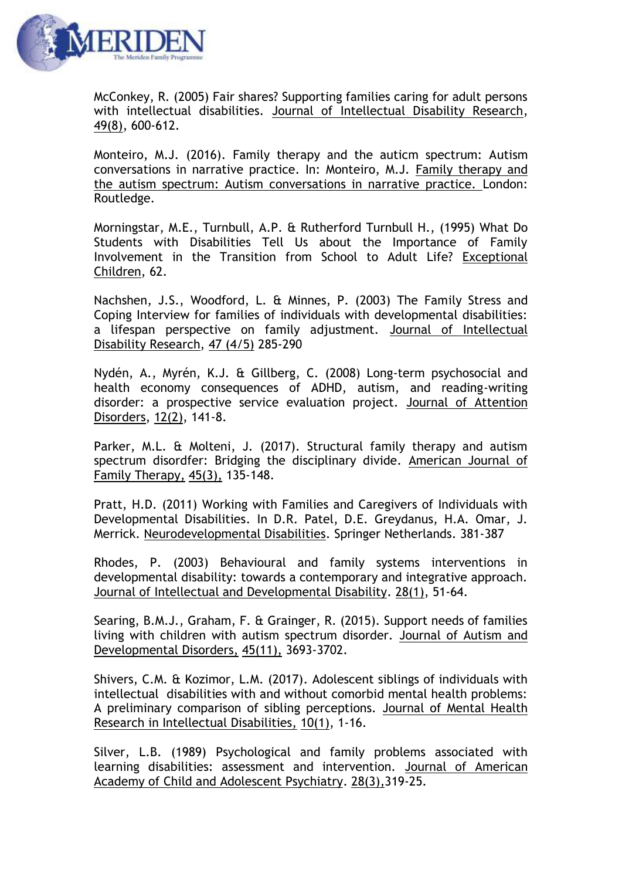McConkey, R. (2005) Fair shares? Supporting families caring for adult persons with intellectual disabilities. Journal of Intellectual Disability Research, 49(8), 600-612.

Monteiro, M.J. (2016). Family therapy and the auticm spectrum: Autism conversations in narrative practice. In: Monteiro, M.J. Family therapy and the autism spectrum: Autism conversations in narrative practice. London: Routledge.

Morningstar, M.E., Turnbull, A.P. & Rutherford Turnbull H., (1995) What Do Students with Disabilities Tell Us about the Importance of Family Involvement in the Transition from School to Adult Life? Exceptional Children, 62.

Nachshen, J.S., Woodford, L. & Minnes, P. (2003) The Family Stress and Coping Interview for families of individuals with developmental disabilities: a lifespan perspective on family adjustment. Journal of Intellectual Disability Research, 47 (4/5) 285-290

Nydén, A., Myrén, K.J. & Gillberg, C. (2008) Long-term psychosocial and health economy consequences of ADHD, autism, and reading-writing disorder: a prospective service evaluation project. Journal of Attention Disorders, 12(2), 141-8.

Parker, M.L. & Molteni, J. (2017). Structural family therapy and autism spectrum disordfer: Bridging the disciplinary divide. American Journal of Family Therapy, 45(3), 135-148.

Pratt, H.D. (2011) Working with Families and Caregivers of Individuals with Developmental Disabilities. In D.R. Patel, D.E. Greydanus, H.A. Omar, J. Merrick. Neurodevelopmental Disabilities. Springer Netherlands. 381-387

Rhodes, P. (2003) Behavioural and family systems interventions in developmental disability: towards a contemporary and integrative approach. Journal of Intellectual and Developmental Disability. 28(1), 51-64.

Searing, B.M.J., Graham, F. & Grainger, R. (2015). Support needs of families living with children with autism spectrum disorder. Journal of Autism and Developmental Disorders, 45(11), 3693-3702.

Shivers, C.M. & Kozimor, L.M. (2017). Adolescent siblings of individuals with intellectual disabilities with and without comorbid mental health problems: A preliminary comparison of sibling perceptions. Journal of Mental Health Research in Intellectual Disabilities, 10(1), 1-16.

Silver, L.B. (1989) Psychological and family problems associated with learning disabilities: assessment and intervention. Journal of American Academy of Child and Adolescent Psychiatry. 28(3),319-25.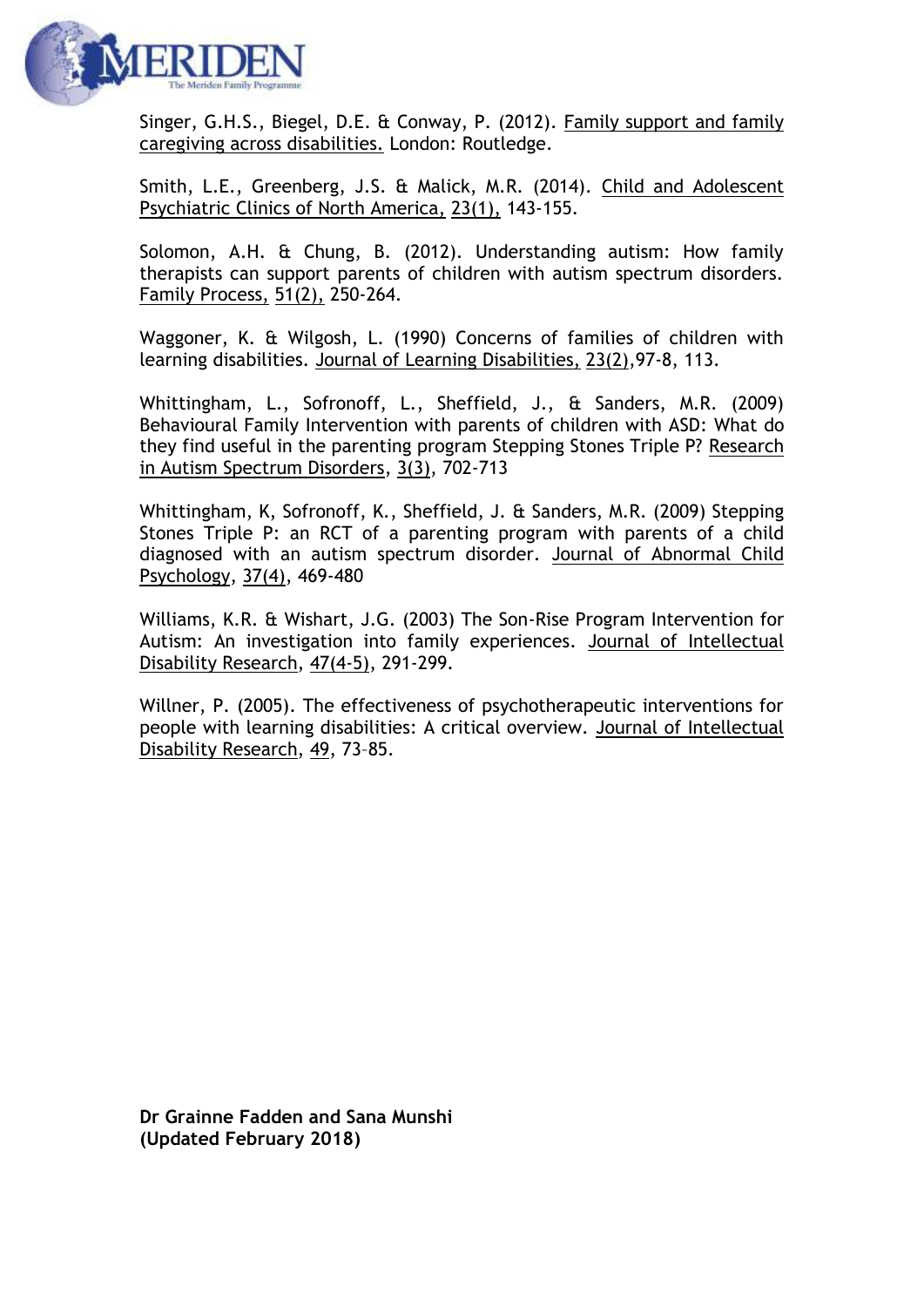Singer, G.H.S., Biegel, D.E. & Conway, P. (2012). Family support and family caregiving across disabilities. London: Routledge.

Smith, L.E., Greenberg, J.S. & Malick, M.R. (2014). Child and Adolescent Psychiatric Clinics of North America, 23(1), 143-155.

Solomon, A.H. & Chung, B. (2012). Understanding autism: How family therapists can support parents of children with autism spectrum disorders. Family Process, 51(2), 250-264.

Waggoner, K. & Wilgosh, L. (1990) Concerns of families of children with learning disabilities. Journal of Learning Disabilities, 23(2),97-8, 113.

Whittingham, L., Sofronoff, L., Sheffield, J., & Sanders, M.R. (2009) Behavioural Family Intervention with parents of children with ASD: What do they find useful in the parenting program Stepping Stones Triple P? Research in Autism Spectrum Disorders, 3(3), 702-713

Whittingham, K, Sofronoff, K., Sheffield, J. & Sanders, M.R. (2009) Stepping Stones Triple P: an RCT of a parenting program with parents of a child diagnosed with an autism spectrum disorder. Journal of Abnormal Child Psychology, 37(4), 469-480

Williams, K.R. & Wishart, J.G. (2003) The Son-Rise Program Intervention for Autism: An investigation into family experiences. Journal of Intellectual Disability Research, 47(4-5), 291-299.

Willner, P. (2005). The effectiveness of psychotherapeutic interventions for people with learning disabilities: A critical overview. Journal of Intellectual Disability Research, 49, 73–85.

**Dr Grainne Fadden and Sana Munshi**
**(Updated February 2018)**